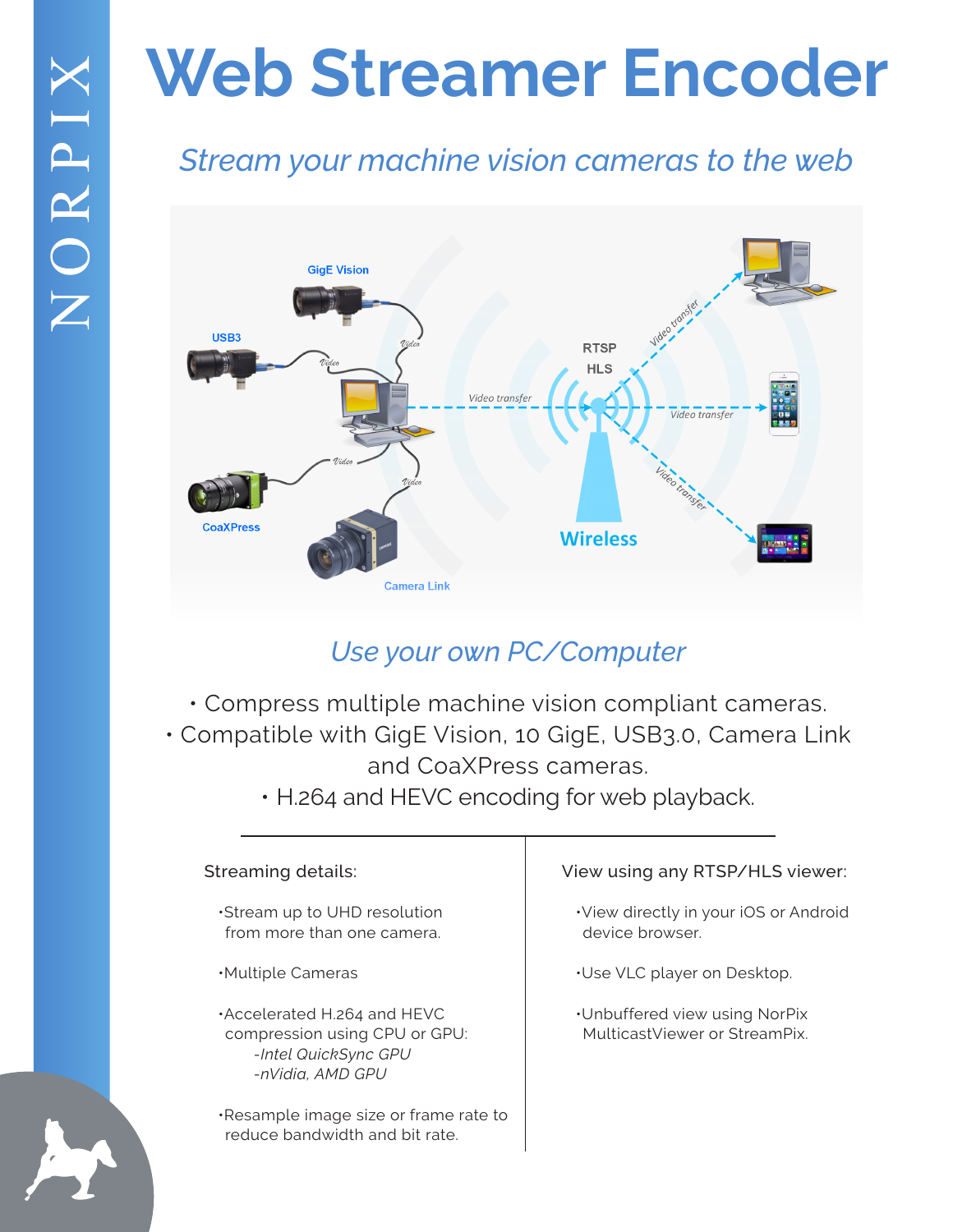# Web Streamer Encoder

*Stream your machine vision cameras to the web*

*Use your own PC/Computer*

- Compress multiple machine vision compliant cameras.
- Compatible with GigE Vision, 10 GigE, USB3.0, Camera Link and CoaXPress cameras.
- H.264 and HEVC encoding for web playback.

Streaming details:

- Stream up to UHD resolution from more than one camera.
- Multiple Cameras
- Accelerated H.264 and HEVC compression using CPU or GPU:
  - *-Intel QuickSync GPU*
  - *-nVidia, AMD GPU*
- Resample image size or frame rate to reduce bandwidth and bit rate.

View using any RTSP/HLS viewer:

- View directly in your iOS or Android device browser.
- Use VLC player on Desktop.
- Unbuffered view using NorPix MulticastViewer or StreamPix.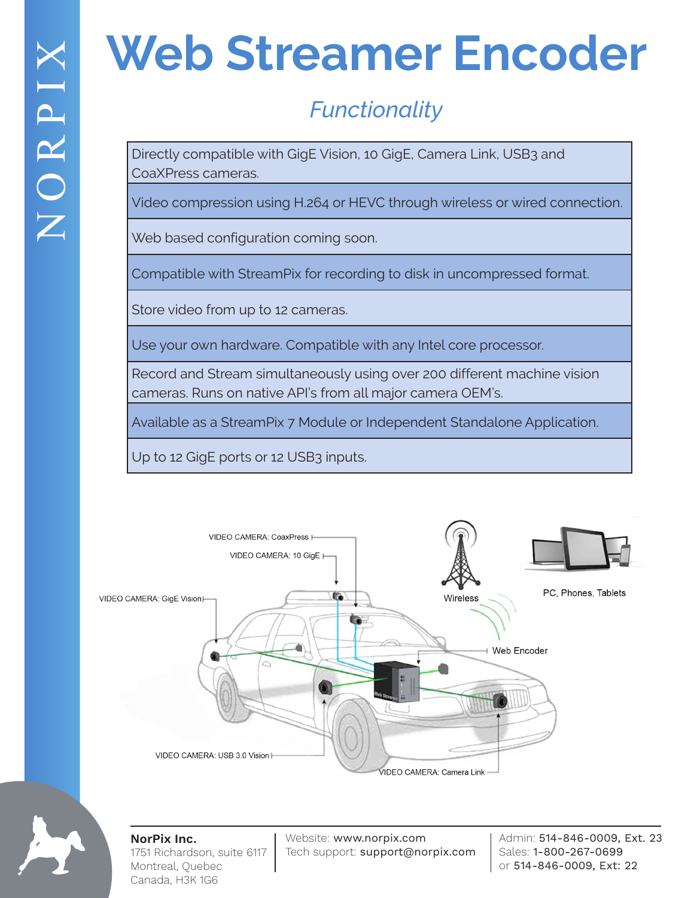# Web Streamer Encoder

## *Functionality*

| Functionality |
| --- |
| Directly compatible with GigE Vision, 10 GigE, Camera Link, USB3 and CoaXPress cameras. |
| Video compression using H.264 or HEVC through wireless or wired connection. |
| Web based configuration coming soon. |
| Compatible with StreamPix for recording to disk in uncompressed format. |
| Store video from up to 12 cameras. |
| Use your own hardware. Compatible with any Intel core processor. |
| Record and Stream simultaneously using over 200 different machine vision cameras. Runs on native API's from all major camera OEM's. |
| Available as a StreamPix 7 Module or Independent Standalone Application. |
| Up to 12 GigE ports or 12 USB3 inputs. |

VIDEO CAMERA: CoaxPress

VIDEO CAMERA: 10 GigE

VIDEO CAMERA: GigE Vision

Wireless

PC, Phones, Tablets

Web Encoder

VIDEO CAMERA: USB 3.0 Vision

VIDEO CAMERA: Camera Link

**NorPix Inc.**
1751 Richardson, suite 6117
Montreal, Quebec
Canada, H3K 1G6

Website: www.norpix.com
Tech support: support@norpix.com

Admin: 514-846-0009, Ext. 23
Sales: 1-800-267-0699
or 514-846-0009, Ext: 22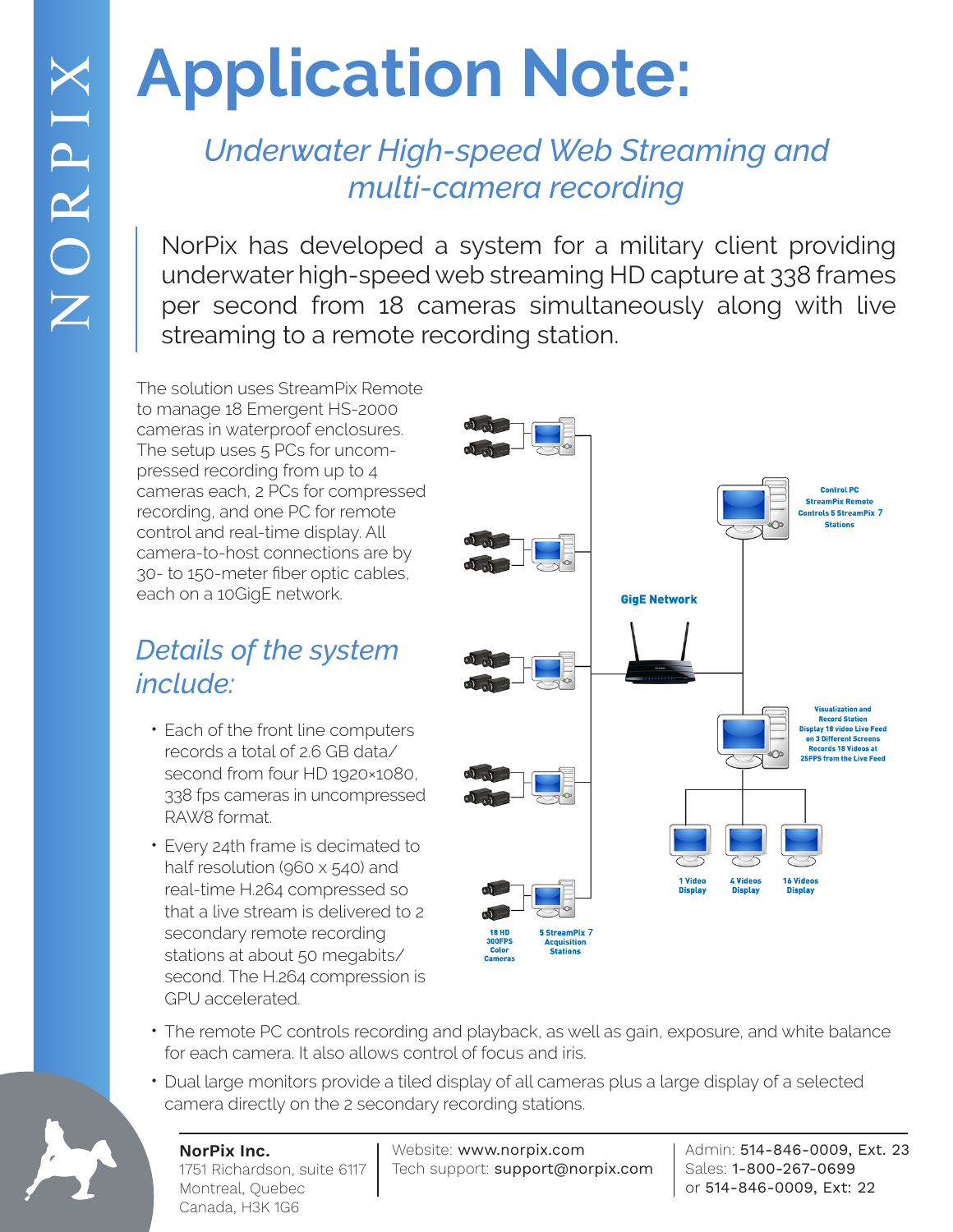# Application Note:

## *Underwater High-speed Web Streaming and multi-camera recording*

NorPix has developed a system for a military client providing underwater high-speed web streaming HD capture at 338 frames per second from 18 cameras simultaneously along with live streaming to a remote recording station.

The solution uses StreamPix Remote to manage 18 Emergent HS-2000 cameras in waterproof enclosures. The setup uses 5 PCs for uncompressed recording from up to 4 cameras each, 2 PCs for compressed recording, and one PC for remote control and real-time display. All camera-to-host connections are by 30- to 150-meter fiber optic cables, each on a 10GigE network.

Control PC
StreamPix Remote
Controls 5 StreamPix 7
Stations

GigE Network

Visualization and
Record Station
Display 18 video Live Feed
on 3 Different Screens
Records 18 Videos at
25FPS from the Live Feed

1 Video Display

4 Videos Display

16 Videos Display

18 HD 300FPS Color Cameras

5 StreamPix 7 Acquisition Stations

## *Details of the system include:*

- Each of the front line computers records a total of 2.6 GB data/second from four HD 1920×1080, 338 fps cameras in uncompressed RAW8 format.
- Every 24th frame is decimated to half resolution (960 x 540) and real-time H.264 compressed so that a live stream is delivered to 2 secondary remote recording stations at about 50 megabits/second. The H.264 compression is GPU accelerated.
- The remote PC controls recording and playback, as well as gain, exposure, and white balance for each camera. It also allows control of focus and iris.
- Dual large monitors provide a tiled display of all cameras plus a large display of a selected camera directly on the 2 secondary recording stations.

**NorPix Inc.**
1751 Richardson, suite 6117
Montreal, Quebec
Canada, H3K 1G6

Website: www.norpix.com
Tech support: support@norpix.com

Admin: 514-846-0009, Ext. 23
Sales: 1-800-267-0699
or 514-846-0009, Ext: 22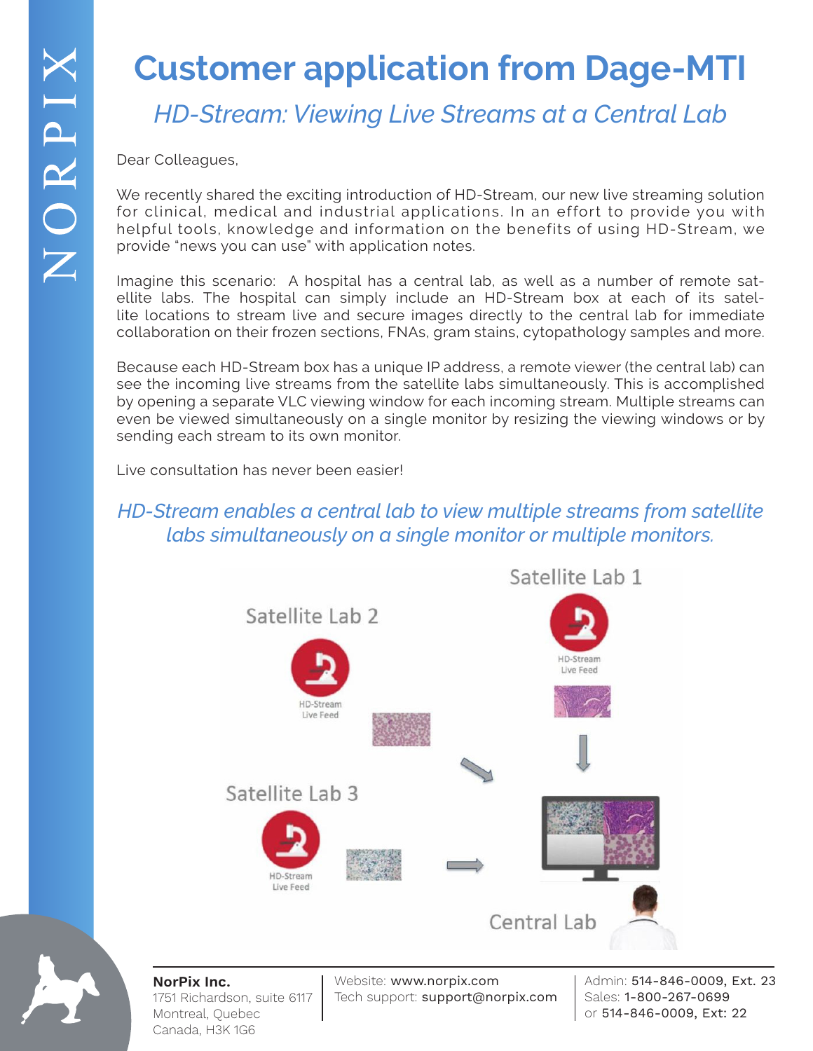# Customer application from Dage-MTI

## *HD-Stream: Viewing Live Streams at a Central Lab*

Dear Colleagues,

We recently shared the exciting introduction of HD-Stream, our new live streaming solution for clinical, medical and industrial applications. In an effort to provide you with helpful tools, knowledge and information on the benefits of using HD-Stream, we provide "news you can use" with application notes.

Imagine this scenario: A hospital has a central lab, as well as a number of remote satellite labs. The hospital can simply include an HD-Stream box at each of its satellite locations to stream live and secure images directly to the central lab for immediate collaboration on their frozen sections, FNAs, gram stains, cytopathology samples and more.

Because each HD-Stream box has a unique IP address, a remote viewer (the central lab) can see the incoming live streams from the satellite labs simultaneously. This is accomplished by opening a separate VLC viewing window for each incoming stream. Multiple streams can even be viewed simultaneously on a single monitor by resizing the viewing windows or by sending each stream to its own monitor.

Live consultation has never been easier!

*HD-Stream enables a central lab to view multiple streams from satellite labs simultaneously on a single monitor or multiple monitors.*

Satellite Lab 1

HD-Stream Live Feed

Satellite Lab 2

HD-Stream Live Feed

Satellite Lab 3

HD-Stream Live Feed

Central Lab

**NorPix Inc.**
1751 Richardson, suite 6117
Montreal, Quebec
Canada, H3K 1G6

Website: www.norpix.com
Tech support: support@norpix.com

Admin: 514-846-0009, Ext. 23
Sales: 1-800-267-0699
or 514-846-0009, Ext: 22